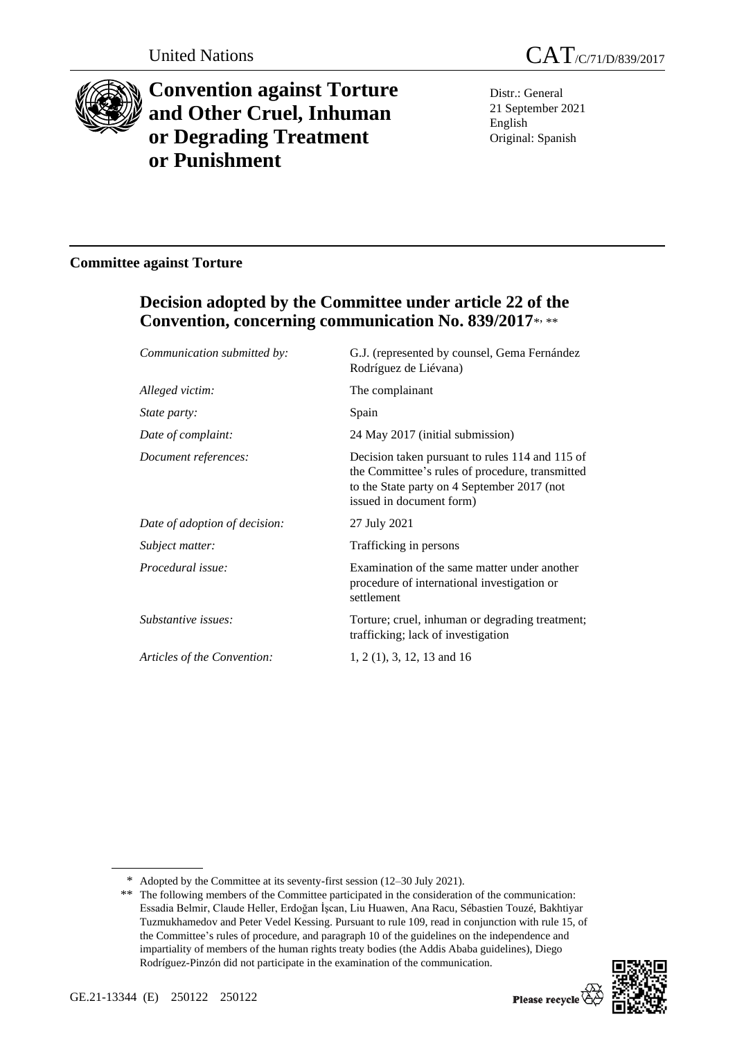United Nations

# CAT/C/71/D/839/2017

# Convention against Torture and Other Cruel, Inhuman or Degrading Treatment or Punishment

Distr.: General
21 September 2021
English
Original: Spanish

## Committee against Torture

## Decision adopted by the Committee under article 22 of the Convention, concerning communication No. 839/2017*, **

| | |
|---|---|
| *Communication submitted by:* | G.J. (represented by counsel, Gema Fernández Rodríguez de Liévana) |
| *Alleged victim:* | The complainant |
| *State party:* | Spain |
| *Date of complaint:* | 24 May 2017 (initial submission) |
| *Document references:* | Decision taken pursuant to rules 114 and 115 of the Committee's rules of procedure, transmitted to the State party on 4 September 2017 (not issued in document form) |
| *Date of adoption of decision:* | 27 July 2021 |
| *Subject matter:* | Trafficking in persons |
| *Procedural issue:* | Examination of the same matter under another procedure of international investigation or settlement |
| *Substantive issues:* | Torture; cruel, inhuman or degrading treatment; trafficking; lack of investigation |
| *Articles of the Convention:* | 1, 2 (1), 3, 12, 13 and 16 |

\* Adopted by the Committee at its seventy-first session (12–30 July 2021).

\*\* The following members of the Committee participated in the consideration of the communication: Essadia Belmir, Claude Heller, Erdoğan İşcan, Liu Huawen, Ana Racu, Sébastien Touzé, Bakhtiyar Tuzmukhamedov and Peter Vedel Kessing. Pursuant to rule 109, read in conjunction with rule 15, of the Committee's rules of procedure, and paragraph 10 of the guidelines on the independence and impartiality of members of the human rights treaty bodies (the Addis Ababa guidelines), Diego Rodríguez-Pinzón did not participate in the examination of the communication.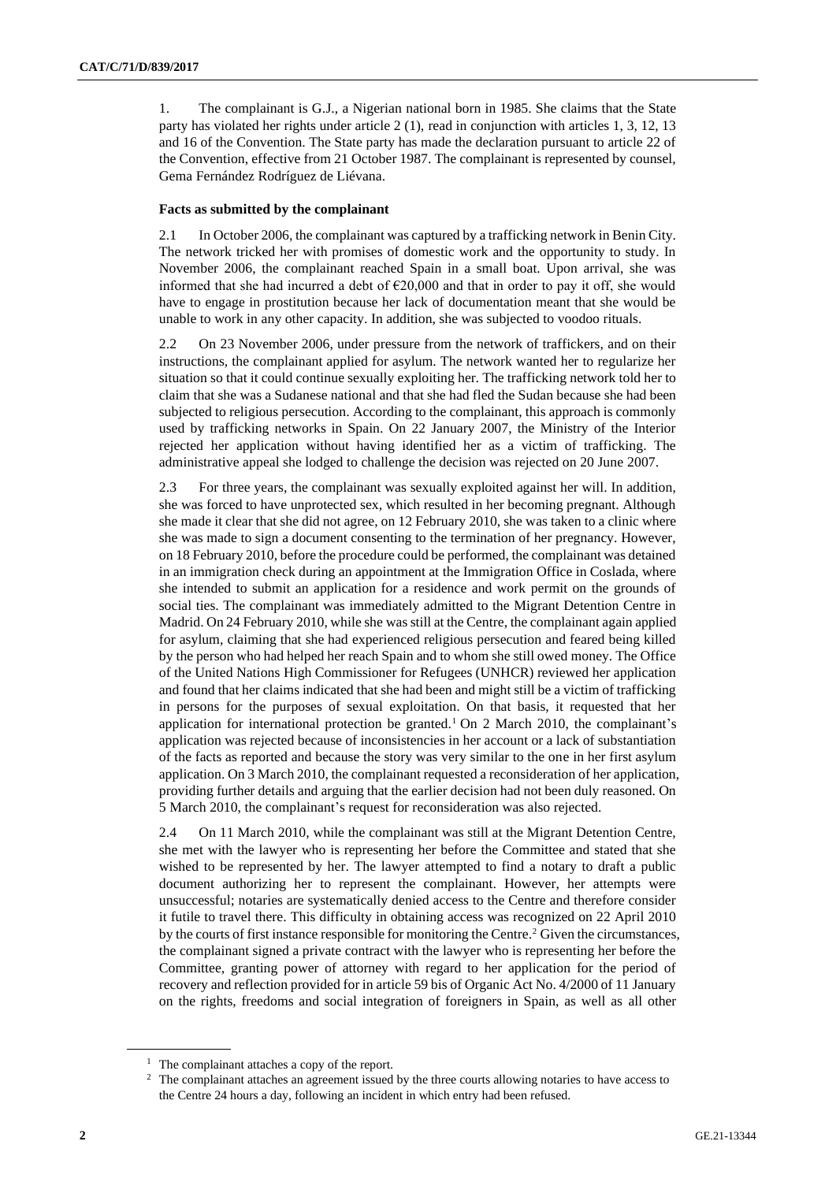1. The complainant is G.J., a Nigerian national born in 1985. She claims that the State party has violated her rights under article 2 (1), read in conjunction with articles 1, 3, 12, 13 and 16 of the Convention. The State party has made the declaration pursuant to article 22 of the Convention, effective from 21 October 1987. The complainant is represented by counsel, Gema Fernández Rodríguez de Liévana.

**Facts as submitted by the complainant**

2.1 In October 2006, the complainant was captured by a trafficking network in Benin City. The network tricked her with promises of domestic work and the opportunity to study. In November 2006, the complainant reached Spain in a small boat. Upon arrival, she was informed that she had incurred a debt of €20,000 and that in order to pay it off, she would have to engage in prostitution because her lack of documentation meant that she would be unable to work in any other capacity. In addition, she was subjected to voodoo rituals.

2.2 On 23 November 2006, under pressure from the network of traffickers, and on their instructions, the complainant applied for asylum. The network wanted her to regularize her situation so that it could continue sexually exploiting her. The trafficking network told her to claim that she was a Sudanese national and that she had fled the Sudan because she had been subjected to religious persecution. According to the complainant, this approach is commonly used by trafficking networks in Spain. On 22 January 2007, the Ministry of the Interior rejected her application without having identified her as a victim of trafficking. The administrative appeal she lodged to challenge the decision was rejected on 20 June 2007.

2.3 For three years, the complainant was sexually exploited against her will. In addition, she was forced to have unprotected sex, which resulted in her becoming pregnant. Although she made it clear that she did not agree, on 12 February 2010, she was taken to a clinic where she was made to sign a document consenting to the termination of her pregnancy. However, on 18 February 2010, before the procedure could be performed, the complainant was detained in an immigration check during an appointment at the Immigration Office in Coslada, where she intended to submit an application for a residence and work permit on the grounds of social ties. The complainant was immediately admitted to the Migrant Detention Centre in Madrid. On 24 February 2010, while she was still at the Centre, the complainant again applied for asylum, claiming that she had experienced religious persecution and feared being killed by the person who had helped her reach Spain and to whom she still owed money. The Office of the United Nations High Commissioner for Refugees (UNHCR) reviewed her application and found that her claims indicated that she had been and might still be a victim of trafficking in persons for the purposes of sexual exploitation. On that basis, it requested that her application for international protection be granted.[1] On 2 March 2010, the complainant's application was rejected because of inconsistencies in her account or a lack of substantiation of the facts as reported and because the story was very similar to the one in her first asylum application. On 3 March 2010, the complainant requested a reconsideration of her application, providing further details and arguing that the earlier decision had not been duly reasoned. On 5 March 2010, the complainant's request for reconsideration was also rejected.

2.4 On 11 March 2010, while the complainant was still at the Migrant Detention Centre, she met with the lawyer who is representing her before the Committee and stated that she wished to be represented by her. The lawyer attempted to find a notary to draft a public document authorizing her to represent the complainant. However, her attempts were unsuccessful; notaries are systematically denied access to the Centre and therefore consider it futile to travel there. This difficulty in obtaining access was recognized on 22 April 2010 by the courts of first instance responsible for monitoring the Centre.[2] Given the circumstances, the complainant signed a private contract with the lawyer who is representing her before the Committee, granting power of attorney with regard to her application for the period of recovery and reflection provided for in article 59 bis of Organic Act No. 4/2000 of 11 January on the rights, freedoms and social integration of foreigners in Spain, as well as all other

[1] The complainant attaches a copy of the report.

[2] The complainant attaches an agreement issued by the three courts allowing notaries to have access to the Centre 24 hours a day, following an incident in which entry had been refused.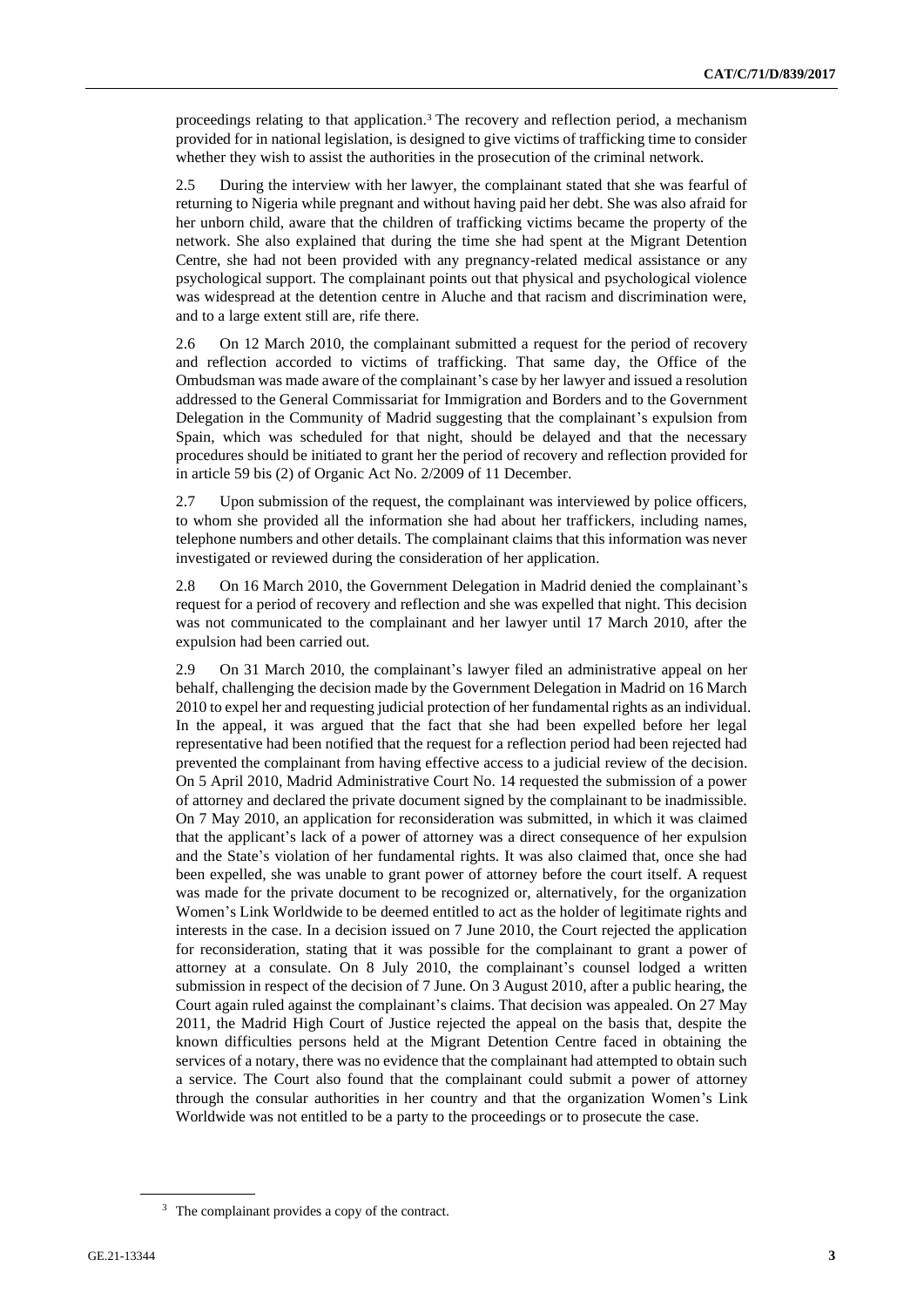proceedings relating to that application.[3] The recovery and reflection period, a mechanism provided for in national legislation, is designed to give victims of trafficking time to consider whether they wish to assist the authorities in the prosecution of the criminal network.

2.5 During the interview with her lawyer, the complainant stated that she was fearful of returning to Nigeria while pregnant and without having paid her debt. She was also afraid for her unborn child, aware that the children of trafficking victims became the property of the network. She also explained that during the time she had spent at the Migrant Detention Centre, she had not been provided with any pregnancy-related medical assistance or any psychological support. The complainant points out that physical and psychological violence was widespread at the detention centre in Aluche and that racism and discrimination were, and to a large extent still are, rife there.

2.6 On 12 March 2010, the complainant submitted a request for the period of recovery and reflection accorded to victims of trafficking. That same day, the Office of the Ombudsman was made aware of the complainant's case by her lawyer and issued a resolution addressed to the General Commissariat for Immigration and Borders and to the Government Delegation in the Community of Madrid suggesting that the complainant's expulsion from Spain, which was scheduled for that night, should be delayed and that the necessary procedures should be initiated to grant her the period of recovery and reflection provided for in article 59 bis (2) of Organic Act No. 2/2009 of 11 December.

2.7 Upon submission of the request, the complainant was interviewed by police officers, to whom she provided all the information she had about her traffickers, including names, telephone numbers and other details. The complainant claims that this information was never investigated or reviewed during the consideration of her application.

2.8 On 16 March 2010, the Government Delegation in Madrid denied the complainant's request for a period of recovery and reflection and she was expelled that night. This decision was not communicated to the complainant and her lawyer until 17 March 2010, after the expulsion had been carried out.

2.9 On 31 March 2010, the complainant's lawyer filed an administrative appeal on her behalf, challenging the decision made by the Government Delegation in Madrid on 16 March 2010 to expel her and requesting judicial protection of her fundamental rights as an individual. In the appeal, it was argued that the fact that she had been expelled before her legal representative had been notified that the request for a reflection period had been rejected had prevented the complainant from having effective access to a judicial review of the decision. On 5 April 2010, Madrid Administrative Court No. 14 requested the submission of a power of attorney and declared the private document signed by the complainant to be inadmissible. On 7 May 2010, an application for reconsideration was submitted, in which it was claimed that the applicant's lack of a power of attorney was a direct consequence of her expulsion and the State's violation of her fundamental rights. It was also claimed that, once she had been expelled, she was unable to grant power of attorney before the court itself. A request was made for the private document to be recognized or, alternatively, for the organization Women's Link Worldwide to be deemed entitled to act as the holder of legitimate rights and interests in the case. In a decision issued on 7 June 2010, the Court rejected the application for reconsideration, stating that it was possible for the complainant to grant a power of attorney at a consulate. On 8 July 2010, the complainant's counsel lodged a written submission in respect of the decision of 7 June. On 3 August 2010, after a public hearing, the Court again ruled against the complainant's claims. That decision was appealed. On 27 May 2011, the Madrid High Court of Justice rejected the appeal on the basis that, despite the known difficulties persons held at the Migrant Detention Centre faced in obtaining the services of a notary, there was no evidence that the complainant had attempted to obtain such a service. The Court also found that the complainant could submit a power of attorney through the consular authorities in her country and that the organization Women's Link Worldwide was not entitled to be a party to the proceedings or to prosecute the case.

[3] The complainant provides a copy of the contract.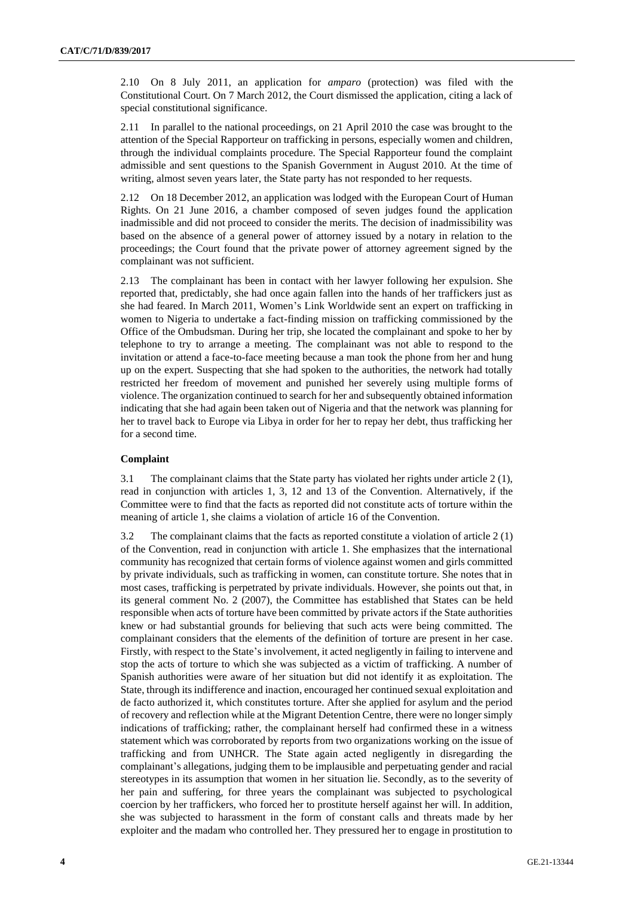2.10 On 8 July 2011, an application for *amparo* (protection) was filed with the Constitutional Court. On 7 March 2012, the Court dismissed the application, citing a lack of special constitutional significance.

2.11 In parallel to the national proceedings, on 21 April 2010 the case was brought to the attention of the Special Rapporteur on trafficking in persons, especially women and children, through the individual complaints procedure. The Special Rapporteur found the complaint admissible and sent questions to the Spanish Government in August 2010. At the time of writing, almost seven years later, the State party has not responded to her requests.

2.12 On 18 December 2012, an application was lodged with the European Court of Human Rights. On 21 June 2016, a chamber composed of seven judges found the application inadmissible and did not proceed to consider the merits. The decision of inadmissibility was based on the absence of a general power of attorney issued by a notary in relation to the proceedings; the Court found that the private power of attorney agreement signed by the complainant was not sufficient.

2.13 The complainant has been in contact with her lawyer following her expulsion. She reported that, predictably, she had once again fallen into the hands of her traffickers just as she had feared. In March 2011, Women's Link Worldwide sent an expert on trafficking in women to Nigeria to undertake a fact-finding mission on trafficking commissioned by the Office of the Ombudsman. During her trip, she located the complainant and spoke to her by telephone to try to arrange a meeting. The complainant was not able to respond to the invitation or attend a face-to-face meeting because a man took the phone from her and hung up on the expert. Suspecting that she had spoken to the authorities, the network had totally restricted her freedom of movement and punished her severely using multiple forms of violence. The organization continued to search for her and subsequently obtained information indicating that she had again been taken out of Nigeria and that the network was planning for her to travel back to Europe via Libya in order for her to repay her debt, thus trafficking her for a second time.

### Complaint

3.1 The complainant claims that the State party has violated her rights under article 2 (1), read in conjunction with articles 1, 3, 12 and 13 of the Convention. Alternatively, if the Committee were to find that the facts as reported did not constitute acts of torture within the meaning of article 1, she claims a violation of article 16 of the Convention.

3.2 The complainant claims that the facts as reported constitute a violation of article 2 (1) of the Convention, read in conjunction with article 1. She emphasizes that the international community has recognized that certain forms of violence against women and girls committed by private individuals, such as trafficking in women, can constitute torture. She notes that in most cases, trafficking is perpetrated by private individuals. However, she points out that, in its general comment No. 2 (2007), the Committee has established that States can be held responsible when acts of torture have been committed by private actors if the State authorities knew or had substantial grounds for believing that such acts were being committed. The complainant considers that the elements of the definition of torture are present in her case. Firstly, with respect to the State's involvement, it acted negligently in failing to intervene and stop the acts of torture to which she was subjected as a victim of trafficking. A number of Spanish authorities were aware of her situation but did not identify it as exploitation. The State, through its indifference and inaction, encouraged her continued sexual exploitation and de facto authorized it, which constitutes torture. After she applied for asylum and the period of recovery and reflection while at the Migrant Detention Centre, there were no longer simply indications of trafficking; rather, the complainant herself had confirmed these in a witness statement which was corroborated by reports from two organizations working on the issue of trafficking and from UNHCR. The State again acted negligently in disregarding the complainant's allegations, judging them to be implausible and perpetuating gender and racial stereotypes in its assumption that women in her situation lie. Secondly, as to the severity of her pain and suffering, for three years the complainant was subjected to psychological coercion by her traffickers, who forced her to prostitute herself against her will. In addition, she was subjected to harassment in the form of constant calls and threats made by her exploiter and the madam who controlled her. They pressured her to engage in prostitution to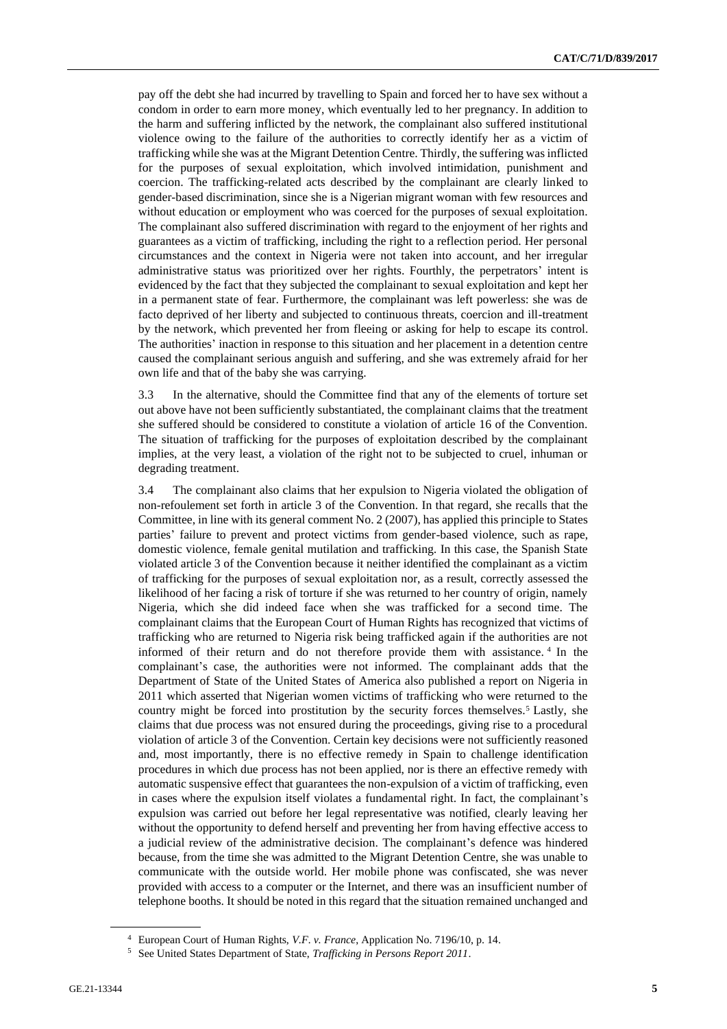pay off the debt she had incurred by travelling to Spain and forced her to have sex without a condom in order to earn more money, which eventually led to her pregnancy. In addition to the harm and suffering inflicted by the network, the complainant also suffered institutional violence owing to the failure of the authorities to correctly identify her as a victim of trafficking while she was at the Migrant Detention Centre. Thirdly, the suffering was inflicted for the purposes of sexual exploitation, which involved intimidation, punishment and coercion. The trafficking-related acts described by the complainant are clearly linked to gender-based discrimination, since she is a Nigerian migrant woman with few resources and without education or employment who was coerced for the purposes of sexual exploitation. The complainant also suffered discrimination with regard to the enjoyment of her rights and guarantees as a victim of trafficking, including the right to a reflection period. Her personal circumstances and the context in Nigeria were not taken into account, and her irregular administrative status was prioritized over her rights. Fourthly, the perpetrators' intent is evidenced by the fact that they subjected the complainant to sexual exploitation and kept her in a permanent state of fear. Furthermore, the complainant was left powerless: she was de facto deprived of her liberty and subjected to continuous threats, coercion and ill-treatment by the network, which prevented her from fleeing or asking for help to escape its control. The authorities' inaction in response to this situation and her placement in a detention centre caused the complainant serious anguish and suffering, and she was extremely afraid for her own life and that of the baby she was carrying.

3.3 In the alternative, should the Committee find that any of the elements of torture set out above have not been sufficiently substantiated, the complainant claims that the treatment she suffered should be considered to constitute a violation of article 16 of the Convention. The situation of trafficking for the purposes of exploitation described by the complainant implies, at the very least, a violation of the right not to be subjected to cruel, inhuman or degrading treatment.

3.4 The complainant also claims that her expulsion to Nigeria violated the obligation of non-refoulement set forth in article 3 of the Convention. In that regard, she recalls that the Committee, in line with its general comment No. 2 (2007), has applied this principle to States parties' failure to prevent and protect victims from gender-based violence, such as rape, domestic violence, female genital mutilation and trafficking. In this case, the Spanish State violated article 3 of the Convention because it neither identified the complainant as a victim of trafficking for the purposes of sexual exploitation nor, as a result, correctly assessed the likelihood of her facing a risk of torture if she was returned to her country of origin, namely Nigeria, which she did indeed face when she was trafficked for a second time. The complainant claims that the European Court of Human Rights has recognized that victims of trafficking who are returned to Nigeria risk being trafficked again if the authorities are not informed of their return and do not therefore provide them with assistance.[4] In the complainant's case, the authorities were not informed. The complainant adds that the Department of State of the United States of America also published a report on Nigeria in 2011 which asserted that Nigerian women victims of trafficking who were returned to the country might be forced into prostitution by the security forces themselves.[5] Lastly, she claims that due process was not ensured during the proceedings, giving rise to a procedural violation of article 3 of the Convention. Certain key decisions were not sufficiently reasoned and, most importantly, there is no effective remedy in Spain to challenge identification procedures in which due process has not been applied, nor is there an effective remedy with automatic suspensive effect that guarantees the non-expulsion of a victim of trafficking, even in cases where the expulsion itself violates a fundamental right. In fact, the complainant's expulsion was carried out before her legal representative was notified, clearly leaving her without the opportunity to defend herself and preventing her from having effective access to a judicial review of the administrative decision. The complainant's defence was hindered because, from the time she was admitted to the Migrant Detention Centre, she was unable to communicate with the outside world. Her mobile phone was confiscated, she was never provided with access to a computer or the Internet, and there was an insufficient number of telephone booths. It should be noted in this regard that the situation remained unchanged and

[4] European Court of Human Rights, *V.F. v. France*, Application No. 7196/10, p. 14.

[5] See United States Department of State, *Trafficking in Persons Report 2011*.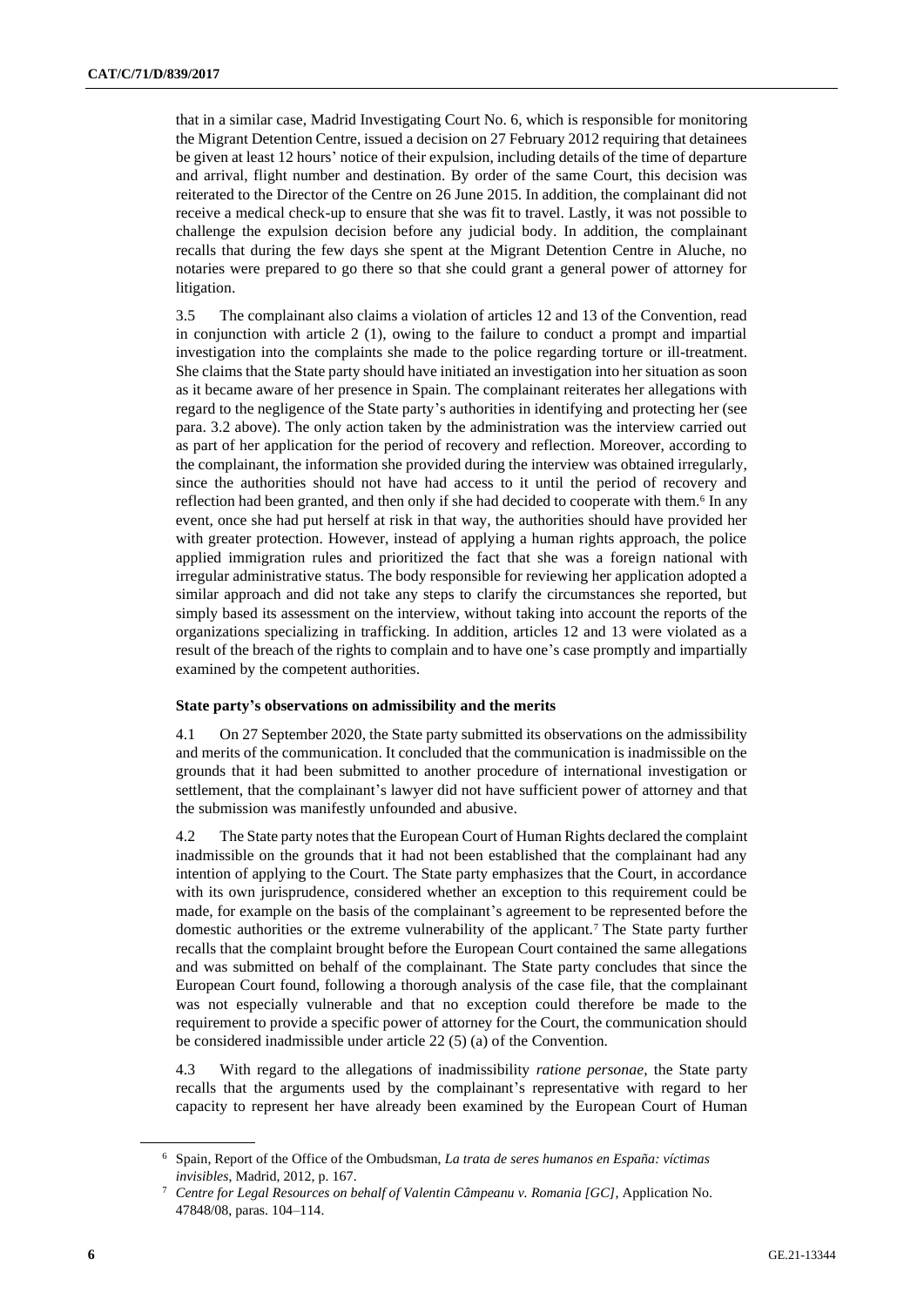that in a similar case, Madrid Investigating Court No. 6, which is responsible for monitoring the Migrant Detention Centre, issued a decision on 27 February 2012 requiring that detainees be given at least 12 hours' notice of their expulsion, including details of the time of departure and arrival, flight number and destination. By order of the same Court, this decision was reiterated to the Director of the Centre on 26 June 2015. In addition, the complainant did not receive a medical check-up to ensure that she was fit to travel. Lastly, it was not possible to challenge the expulsion decision before any judicial body. In addition, the complainant recalls that during the few days she spent at the Migrant Detention Centre in Aluche, no notaries were prepared to go there so that she could grant a general power of attorney for litigation.

3.5 The complainant also claims a violation of articles 12 and 13 of the Convention, read in conjunction with article 2 (1), owing to the failure to conduct a prompt and impartial investigation into the complaints she made to the police regarding torture or ill-treatment. She claims that the State party should have initiated an investigation into her situation as soon as it became aware of her presence in Spain. The complainant reiterates her allegations with regard to the negligence of the State party's authorities in identifying and protecting her (see para. 3.2 above). The only action taken by the administration was the interview carried out as part of her application for the period of recovery and reflection. Moreover, according to the complainant, the information she provided during the interview was obtained irregularly, since the authorities should not have had access to it until the period of recovery and reflection had been granted, and then only if she had decided to cooperate with them.[6] In any event, once she had put herself at risk in that way, the authorities should have provided her with greater protection. However, instead of applying a human rights approach, the police applied immigration rules and prioritized the fact that she was a foreign national with irregular administrative status. The body responsible for reviewing her application adopted a similar approach and did not take any steps to clarify the circumstances she reported, but simply based its assessment on the interview, without taking into account the reports of the organizations specializing in trafficking. In addition, articles 12 and 13 were violated as a result of the breach of the rights to complain and to have one's case promptly and impartially examined by the competent authorities.

### State party's observations on admissibility and the merits

4.1 On 27 September 2020, the State party submitted its observations on the admissibility and merits of the communication. It concluded that the communication is inadmissible on the grounds that it had been submitted to another procedure of international investigation or settlement, that the complainant's lawyer did not have sufficient power of attorney and that the submission was manifestly unfounded and abusive.

4.2 The State party notes that the European Court of Human Rights declared the complaint inadmissible on the grounds that it had not been established that the complainant had any intention of applying to the Court. The State party emphasizes that the Court, in accordance with its own jurisprudence, considered whether an exception to this requirement could be made, for example on the basis of the complainant's agreement to be represented before the domestic authorities or the extreme vulnerability of the applicant.[7] The State party further recalls that the complaint brought before the European Court contained the same allegations and was submitted on behalf of the complainant. The State party concludes that since the European Court found, following a thorough analysis of the case file, that the complainant was not especially vulnerable and that no exception could therefore be made to the requirement to provide a specific power of attorney for the Court, the communication should be considered inadmissible under article 22 (5) (a) of the Convention.

4.3 With regard to the allegations of inadmissibility *ratione personae*, the State party recalls that the arguments used by the complainant's representative with regard to her capacity to represent her have already been examined by the European Court of Human

---

[6] Spain, Report of the Office of the Ombudsman, *La trata de seres humanos en España: víctimas invisibles*, Madrid, 2012, p. 167.

[7] *Centre for Legal Resources on behalf of Valentin Câmpeanu v. Romania [GC]*, Application No. 47848/08, paras. 104–114.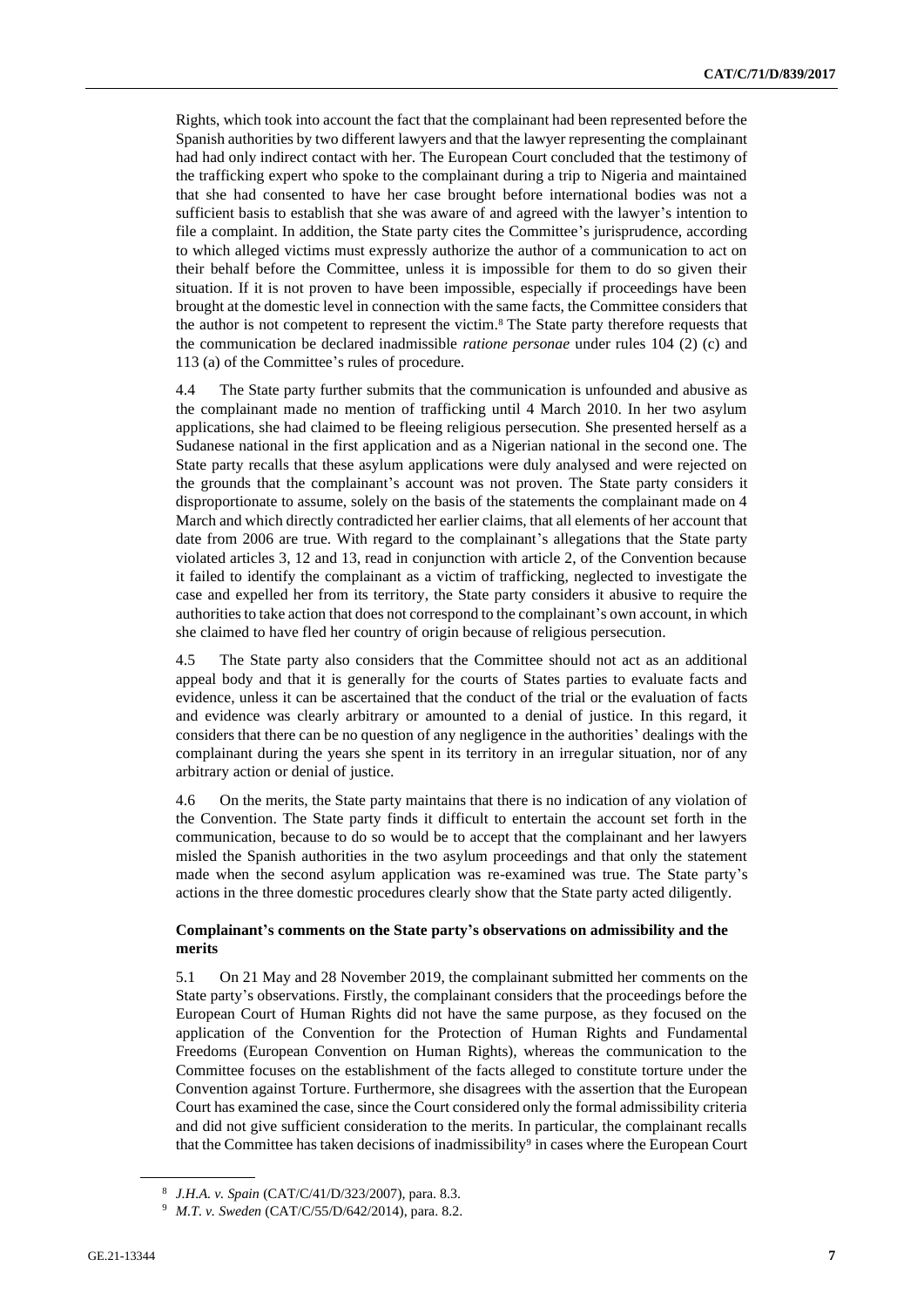Rights, which took into account the fact that the complainant had been represented before the Spanish authorities by two different lawyers and that the lawyer representing the complainant had had only indirect contact with her. The European Court concluded that the testimony of the trafficking expert who spoke to the complainant during a trip to Nigeria and maintained that she had consented to have her case brought before international bodies was not a sufficient basis to establish that she was aware of and agreed with the lawyer's intention to file a complaint. In addition, the State party cites the Committee's jurisprudence, according to which alleged victims must expressly authorize the author of a communication to act on their behalf before the Committee, unless it is impossible for them to do so given their situation. If it is not proven to have been impossible, especially if proceedings have been brought at the domestic level in connection with the same facts, the Committee considers that the author is not competent to represent the victim.[8] The State party therefore requests that the communication be declared inadmissible *ratione personae* under rules 104 (2) (c) and 113 (a) of the Committee's rules of procedure.

4.4 The State party further submits that the communication is unfounded and abusive as the complainant made no mention of trafficking until 4 March 2010. In her two asylum applications, she had claimed to be fleeing religious persecution. She presented herself as a Sudanese national in the first application and as a Nigerian national in the second one. The State party recalls that these asylum applications were duly analysed and were rejected on the grounds that the complainant's account was not proven. The State party considers it disproportionate to assume, solely on the basis of the statements the complainant made on 4 March and which directly contradicted her earlier claims, that all elements of her account that date from 2006 are true. With regard to the complainant's allegations that the State party violated articles 3, 12 and 13, read in conjunction with article 2, of the Convention because it failed to identify the complainant as a victim of trafficking, neglected to investigate the case and expelled her from its territory, the State party considers it abusive to require the authorities to take action that does not correspond to the complainant's own account, in which she claimed to have fled her country of origin because of religious persecution.

4.5 The State party also considers that the Committee should not act as an additional appeal body and that it is generally for the courts of States parties to evaluate facts and evidence, unless it can be ascertained that the conduct of the trial or the evaluation of facts and evidence was clearly arbitrary or amounted to a denial of justice. In this regard, it considers that there can be no question of any negligence in the authorities' dealings with the complainant during the years she spent in its territory in an irregular situation, nor of any arbitrary action or denial of justice.

4.6 On the merits, the State party maintains that there is no indication of any violation of the Convention. The State party finds it difficult to entertain the account set forth in the communication, because to do so would be to accept that the complainant and her lawyers misled the Spanish authorities in the two asylum proceedings and that only the statement made when the second asylum application was re-examined was true. The State party's actions in the three domestic procedures clearly show that the State party acted diligently.

### Complainant's comments on the State party's observations on admissibility and the merits

5.1 On 21 May and 28 November 2019, the complainant submitted her comments on the State party's observations. Firstly, the complainant considers that the proceedings before the European Court of Human Rights did not have the same purpose, as they focused on the application of the Convention for the Protection of Human Rights and Fundamental Freedoms (European Convention on Human Rights), whereas the communication to the Committee focuses on the establishment of the facts alleged to constitute torture under the Convention against Torture. Furthermore, she disagrees with the assertion that the European Court has examined the case, since the Court considered only the formal admissibility criteria and did not give sufficient consideration to the merits. In particular, the complainant recalls that the Committee has taken decisions of inadmissibility[9] in cases where the European Court

---

[8] *J.H.A. v. Spain* (CAT/C/41/D/323/2007), para. 8.3.

[9] *M.T. v. Sweden* (CAT/C/55/D/642/2014), para. 8.2.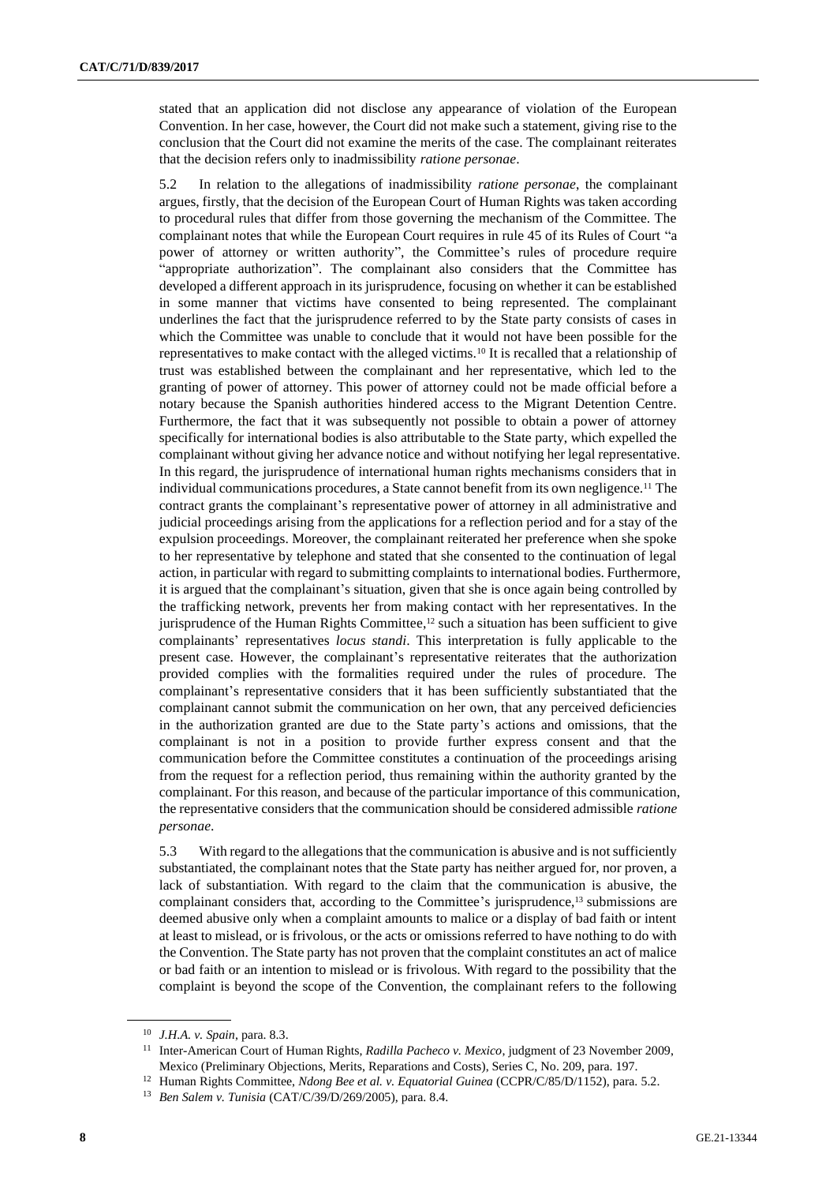stated that an application did not disclose any appearance of violation of the European Convention. In her case, however, the Court did not make such a statement, giving rise to the conclusion that the Court did not examine the merits of the case. The complainant reiterates that the decision refers only to inadmissibility *ratione personae*.

5.2 In relation to the allegations of inadmissibility *ratione personae*, the complainant argues, firstly, that the decision of the European Court of Human Rights was taken according to procedural rules that differ from those governing the mechanism of the Committee. The complainant notes that while the European Court requires in rule 45 of its Rules of Court "a power of attorney or written authority", the Committee's rules of procedure require "appropriate authorization". The complainant also considers that the Committee has developed a different approach in its jurisprudence, focusing on whether it can be established in some manner that victims have consented to being represented. The complainant underlines the fact that the jurisprudence referred to by the State party consists of cases in which the Committee was unable to conclude that it would not have been possible for the representatives to make contact with the alleged victims.[10] It is recalled that a relationship of trust was established between the complainant and her representative, which led to the granting of power of attorney. This power of attorney could not be made official before a notary because the Spanish authorities hindered access to the Migrant Detention Centre. Furthermore, the fact that it was subsequently not possible to obtain a power of attorney specifically for international bodies is also attributable to the State party, which expelled the complainant without giving her advance notice and without notifying her legal representative. In this regard, the jurisprudence of international human rights mechanisms considers that in individual communications procedures, a State cannot benefit from its own negligence.[11] The contract grants the complainant's representative power of attorney in all administrative and judicial proceedings arising from the applications for a reflection period and for a stay of the expulsion proceedings. Moreover, the complainant reiterated her preference when she spoke to her representative by telephone and stated that she consented to the continuation of legal action, in particular with regard to submitting complaints to international bodies. Furthermore, it is argued that the complainant's situation, given that she is once again being controlled by the trafficking network, prevents her from making contact with her representatives. In the jurisprudence of the Human Rights Committee,[12] such a situation has been sufficient to give complainants' representatives *locus standi*. This interpretation is fully applicable to the present case. However, the complainant's representative reiterates that the authorization provided complies with the formalities required under the rules of procedure. The complainant's representative considers that it has been sufficiently substantiated that the complainant cannot submit the communication on her own, that any perceived deficiencies in the authorization granted are due to the State party's actions and omissions, that the complainant is not in a position to provide further express consent and that the communication before the Committee constitutes a continuation of the proceedings arising from the request for a reflection period, thus remaining within the authority granted by the complainant. For this reason, and because of the particular importance of this communication, the representative considers that the communication should be considered admissible *ratione personae*.

5.3 With regard to the allegations that the communication is abusive and is not sufficiently substantiated, the complainant notes that the State party has neither argued for, nor proven, a lack of substantiation. With regard to the claim that the communication is abusive, the complainant considers that, according to the Committee's jurisprudence,[13] submissions are deemed abusive only when a complaint amounts to malice or a display of bad faith or intent at least to mislead, or is frivolous, or the acts or omissions referred to have nothing to do with the Convention. The State party has not proven that the complaint constitutes an act of malice or bad faith or an intention to mislead or is frivolous. With regard to the possibility that the complaint is beyond the scope of the Convention, the complainant refers to the following

---

[10] *J.H.A. v. Spain*, para. 8.3.

[11] Inter-American Court of Human Rights, *Radilla Pacheco v. Mexico*, judgment of 23 November 2009, Mexico (Preliminary Objections, Merits, Reparations and Costs), Series C, No. 209, para. 197.

[12] Human Rights Committee, *Ndong Bee et al. v. Equatorial Guinea* (CCPR/C/85/D/1152), para. 5.2.

[13] *Ben Salem v. Tunisia* (CAT/C/39/D/269/2005), para. 8.4.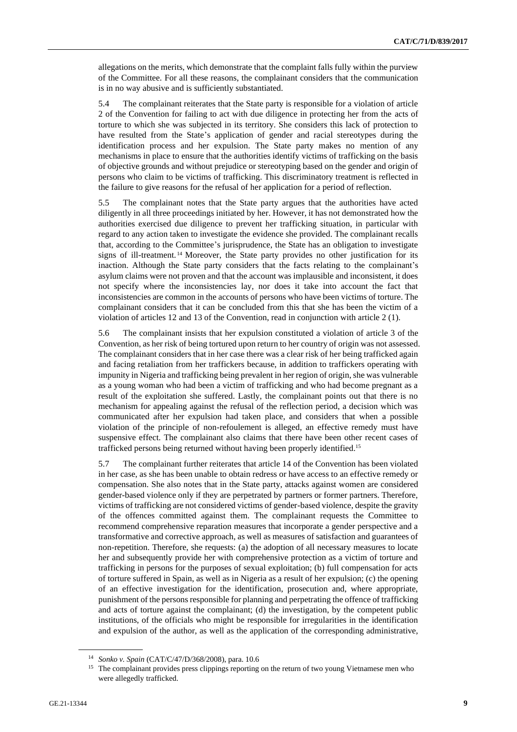allegations on the merits, which demonstrate that the complaint falls fully within the purview of the Committee. For all these reasons, the complainant considers that the communication is in no way abusive and is sufficiently substantiated.

5.4 The complainant reiterates that the State party is responsible for a violation of article 2 of the Convention for failing to act with due diligence in protecting her from the acts of torture to which she was subjected in its territory. She considers this lack of protection to have resulted from the State's application of gender and racial stereotypes during the identification process and her expulsion. The State party makes no mention of any mechanisms in place to ensure that the authorities identify victims of trafficking on the basis of objective grounds and without prejudice or stereotyping based on the gender and origin of persons who claim to be victims of trafficking. This discriminatory treatment is reflected in the failure to give reasons for the refusal of her application for a period of reflection.

5.5 The complainant notes that the State party argues that the authorities have acted diligently in all three proceedings initiated by her. However, it has not demonstrated how the authorities exercised due diligence to prevent her trafficking situation, in particular with regard to any action taken to investigate the evidence she provided. The complainant recalls that, according to the Committee's jurisprudence, the State has an obligation to investigate signs of ill-treatment.[14] Moreover, the State party provides no other justification for its inaction. Although the State party considers that the facts relating to the complainant's asylum claims were not proven and that the account was implausible and inconsistent, it does not specify where the inconsistencies lay, nor does it take into account the fact that inconsistencies are common in the accounts of persons who have been victims of torture. The complainant considers that it can be concluded from this that she has been the victim of a violation of articles 12 and 13 of the Convention, read in conjunction with article 2 (1).

5.6 The complainant insists that her expulsion constituted a violation of article 3 of the Convention, as her risk of being tortured upon return to her country of origin was not assessed. The complainant considers that in her case there was a clear risk of her being trafficked again and facing retaliation from her traffickers because, in addition to traffickers operating with impunity in Nigeria and trafficking being prevalent in her region of origin, she was vulnerable as a young woman who had been a victim of trafficking and who had become pregnant as a result of the exploitation she suffered. Lastly, the complainant points out that there is no mechanism for appealing against the refusal of the reflection period, a decision which was communicated after her expulsion had taken place, and considers that when a possible violation of the principle of non-refoulement is alleged, an effective remedy must have suspensive effect. The complainant also claims that there have been other recent cases of trafficked persons being returned without having been properly identified.[15]

5.7 The complainant further reiterates that article 14 of the Convention has been violated in her case, as she has been unable to obtain redress or have access to an effective remedy or compensation. She also notes that in the State party, attacks against women are considered gender-based violence only if they are perpetrated by partners or former partners. Therefore, victims of trafficking are not considered victims of gender-based violence, despite the gravity of the offences committed against them. The complainant requests the Committee to recommend comprehensive reparation measures that incorporate a gender perspective and a transformative and corrective approach, as well as measures of satisfaction and guarantees of non-repetition. Therefore, she requests: (a) the adoption of all necessary measures to locate her and subsequently provide her with comprehensive protection as a victim of torture and trafficking in persons for the purposes of sexual exploitation; (b) full compensation for acts of torture suffered in Spain, as well as in Nigeria as a result of her expulsion; (c) the opening of an effective investigation for the identification, prosecution and, where appropriate, punishment of the persons responsible for planning and perpetrating the offence of trafficking and acts of torture against the complainant; (d) the investigation, by the competent public institutions, of the officials who might be responsible for irregularities in the identification and expulsion of the author, as well as the application of the corresponding administrative,

---

[14] *Sonko v. Spain* (CAT/C/47/D/368/2008), para. 10.6

[15] The complainant provides press clippings reporting on the return of two young Vietnamese men who were allegedly trafficked.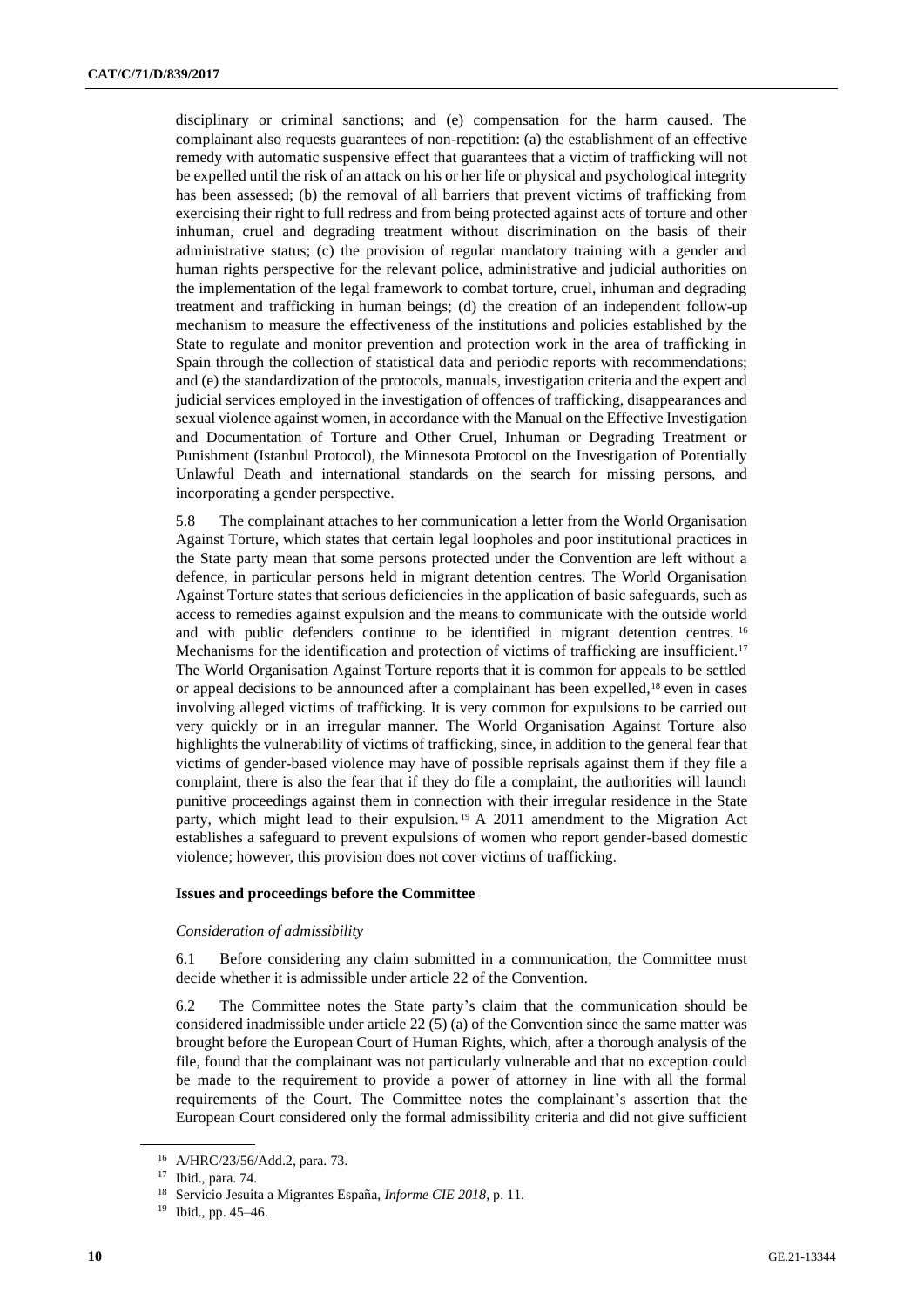disciplinary or criminal sanctions; and (e) compensation for the harm caused. The complainant also requests guarantees of non-repetition: (a) the establishment of an effective remedy with automatic suspensive effect that guarantees that a victim of trafficking will not be expelled until the risk of an attack on his or her life or physical and psychological integrity has been assessed; (b) the removal of all barriers that prevent victims of trafficking from exercising their right to full redress and from being protected against acts of torture and other inhuman, cruel and degrading treatment without discrimination on the basis of their administrative status; (c) the provision of regular mandatory training with a gender and human rights perspective for the relevant police, administrative and judicial authorities on the implementation of the legal framework to combat torture, cruel, inhuman and degrading treatment and trafficking in human beings; (d) the creation of an independent follow-up mechanism to measure the effectiveness of the institutions and policies established by the State to regulate and monitor prevention and protection work in the area of trafficking in Spain through the collection of statistical data and periodic reports with recommendations; and (e) the standardization of the protocols, manuals, investigation criteria and the expert and judicial services employed in the investigation of offences of trafficking, disappearances and sexual violence against women, in accordance with the Manual on the Effective Investigation and Documentation of Torture and Other Cruel, Inhuman or Degrading Treatment or Punishment (Istanbul Protocol), the Minnesota Protocol on the Investigation of Potentially Unlawful Death and international standards on the search for missing persons, and incorporating a gender perspective.

5.8 The complainant attaches to her communication a letter from the World Organisation Against Torture, which states that certain legal loopholes and poor institutional practices in the State party mean that some persons protected under the Convention are left without a defence, in particular persons held in migrant detention centres. The World Organisation Against Torture states that serious deficiencies in the application of basic safeguards, such as access to remedies against expulsion and the means to communicate with the outside world and with public defenders continue to be identified in migrant detention centres.[16] Mechanisms for the identification and protection of victims of trafficking are insufficient.[17] The World Organisation Against Torture reports that it is common for appeals to be settled or appeal decisions to be announced after a complainant has been expelled,[18] even in cases involving alleged victims of trafficking. It is very common for expulsions to be carried out very quickly or in an irregular manner. The World Organisation Against Torture also highlights the vulnerability of victims of trafficking, since, in addition to the general fear that victims of gender-based violence may have of possible reprisals against them if they file a complaint, there is also the fear that if they do file a complaint, the authorities will launch punitive proceedings against them in connection with their irregular residence in the State party, which might lead to their expulsion.[19] A 2011 amendment to the Migration Act establishes a safeguard to prevent expulsions of women who report gender-based domestic violence; however, this provision does not cover victims of trafficking.

### Issues and proceedings before the Committee

*Consideration of admissibility*

6.1 Before considering any claim submitted in a communication, the Committee must decide whether it is admissible under article 22 of the Convention.

6.2 The Committee notes the State party's claim that the communication should be considered inadmissible under article 22 (5) (a) of the Convention since the same matter was brought before the European Court of Human Rights, which, after a thorough analysis of the file, found that the complainant was not particularly vulnerable and that no exception could be made to the requirement to provide a power of attorney in line with all the formal requirements of the Court. The Committee notes the complainant's assertion that the European Court considered only the formal admissibility criteria and did not give sufficient

[16] A/HRC/23/56/Add.2, para. 73.

[17] Ibid., para. 74.

[18] Servicio Jesuita a Migrantes España, *Informe CIE 2018*, p. 11.

[19] Ibid., pp. 45–46.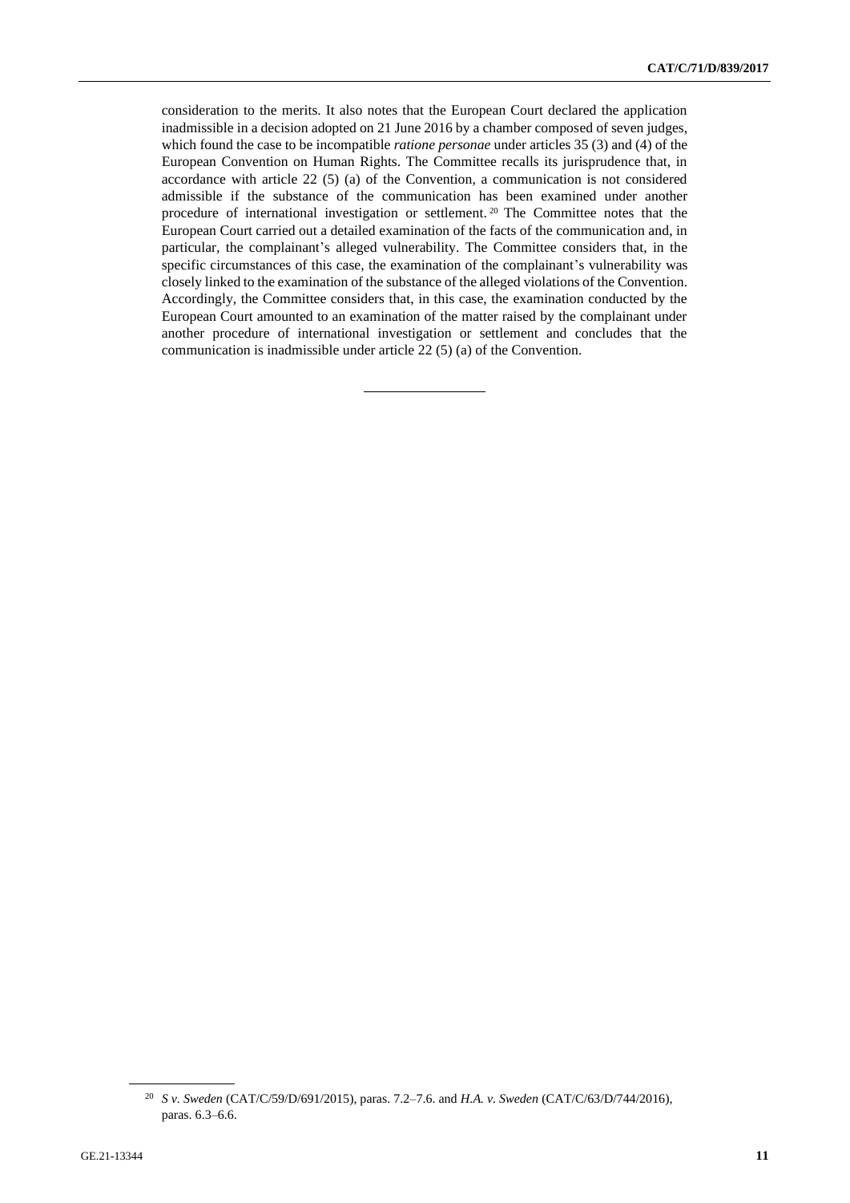consideration to the merits. It also notes that the European Court declared the application inadmissible in a decision adopted on 21 June 2016 by a chamber composed of seven judges, which found the case to be incompatible *ratione personae* under articles 35 (3) and (4) of the European Convention on Human Rights. The Committee recalls its jurisprudence that, in accordance with article 22 (5) (a) of the Convention, a communication is not considered admissible if the substance of the communication has been examined under another procedure of international investigation or settlement.[20] The Committee notes that the European Court carried out a detailed examination of the facts of the communication and, in particular, the complainant's alleged vulnerability. The Committee considers that, in the specific circumstances of this case, the examination of the complainant's vulnerability was closely linked to the examination of the substance of the alleged violations of the Convention. Accordingly, the Committee considers that, in this case, the examination conducted by the European Court amounted to an examination of the matter raised by the complainant under another procedure of international investigation or settlement and concludes that the communication is inadmissible under article 22 (5) (a) of the Convention.

---

[20] *S v. Sweden* (CAT/C/59/D/691/2015), paras. 7.2–7.6. and *H.A. v. Sweden* (CAT/C/63/D/744/2016), paras. 6.3–6.6.